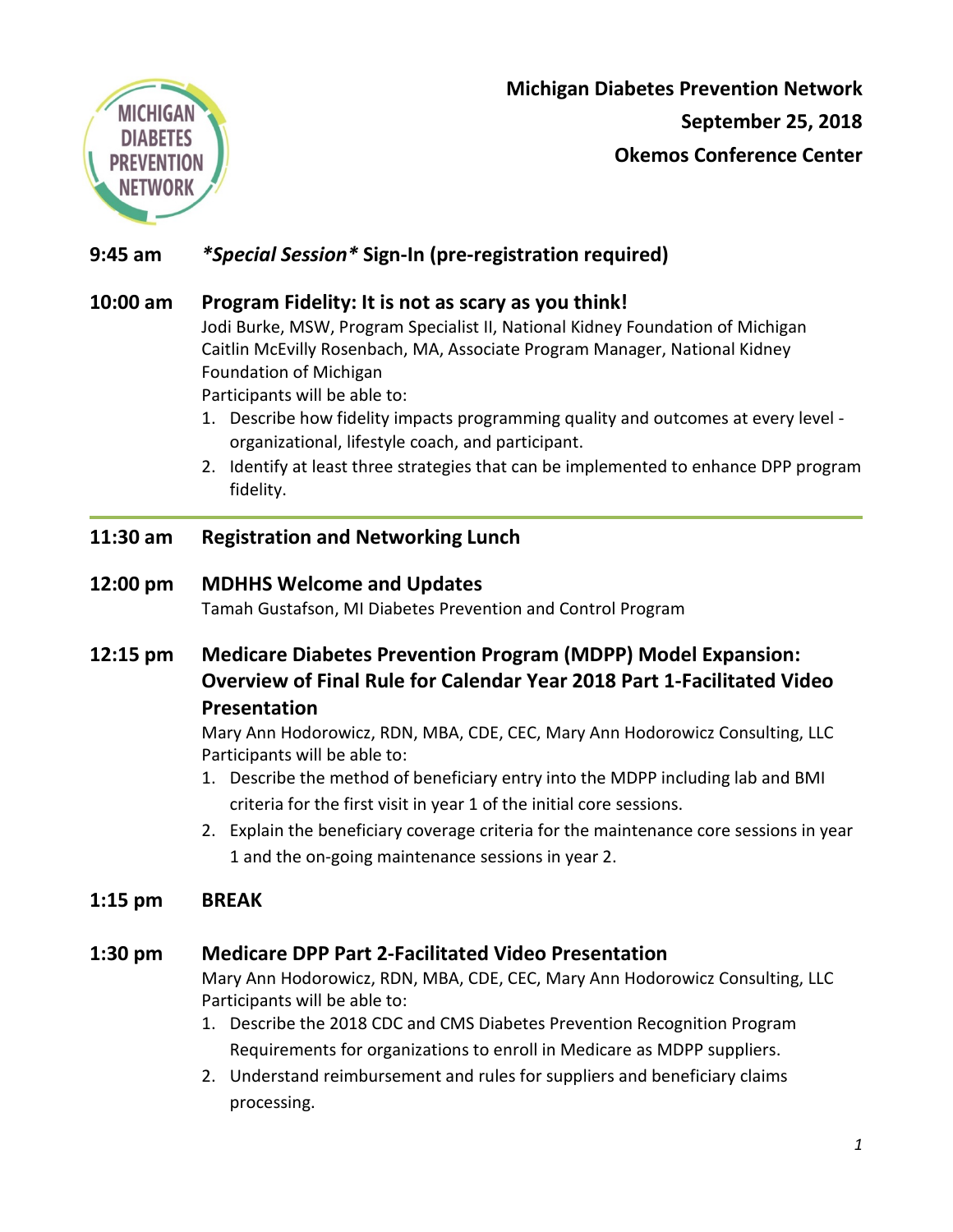**Michigan Diabetes Prevention Network**
**September 25, 2018**
**Okemos Conference Center**

**9:45 am** ***Special Session*** **Sign-In (pre-registration required)**

**10:00 am** **Program Fidelity: It is not as scary as you think!**

Jodi Burke, MSW, Program Specialist II, National Kidney Foundation of Michigan
Caitlin McEvilly Rosenbach, MA, Associate Program Manager, National Kidney Foundation of Michigan

Participants will be able to:

1. Describe how fidelity impacts programming quality and outcomes at every level - organizational, lifestyle coach, and participant.
2. Identify at least three strategies that can be implemented to enhance DPP program fidelity.

---

**11:30 am** **Registration and Networking Lunch**

**12:00 pm** **MDHHS Welcome and Updates**

Tamah Gustafson, MI Diabetes Prevention and Control Program

**12:15 pm** **Medicare Diabetes Prevention Program (MDPP) Model Expansion: Overview of Final Rule for Calendar Year 2018 Part 1-Facilitated Video Presentation**

Mary Ann Hodorowicz, RDN, MBA, CDE, CEC, Mary Ann Hodorowicz Consulting, LLC

Participants will be able to:

1. Describe the method of beneficiary entry into the MDPP including lab and BMI criteria for the first visit in year 1 of the initial core sessions.
2. Explain the beneficiary coverage criteria for the maintenance core sessions in year 1 and the on-going maintenance sessions in year 2.

**1:15 pm** **BREAK**

**1:30 pm** **Medicare DPP Part 2-Facilitated Video Presentation**

Mary Ann Hodorowicz, RDN, MBA, CDE, CEC, Mary Ann Hodorowicz Consulting, LLC

Participants will be able to:

1. Describe the 2018 CDC and CMS Diabetes Prevention Recognition Program Requirements for organizations to enroll in Medicare as MDPP suppliers.
2. Understand reimbursement and rules for suppliers and beneficiary claims processing.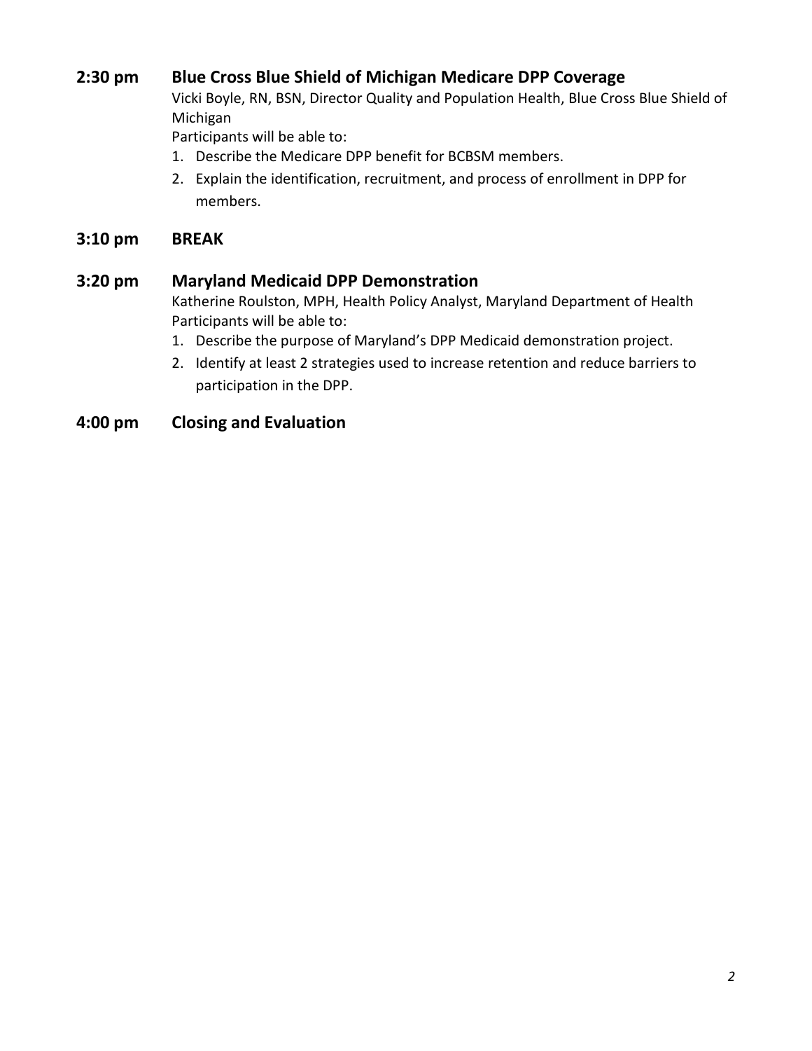### 2:30 pm Blue Cross Blue Shield of Michigan Medicare DPP Coverage

Vicki Boyle, RN, BSN, Director Quality and Population Health, Blue Cross Blue Shield of Michigan

Participants will be able to:

1. Describe the Medicare DPP benefit for BCBSM members.
2. Explain the identification, recruitment, and process of enrollment in DPP for members.

### 3:10 pm BREAK

### 3:20 pm Maryland Medicaid DPP Demonstration

Katherine Roulston, MPH, Health Policy Analyst, Maryland Department of Health

Participants will be able to:

1. Describe the purpose of Maryland's DPP Medicaid demonstration project.
2. Identify at least 2 strategies used to increase retention and reduce barriers to participation in the DPP.

### 4:00 pm Closing and Evaluation